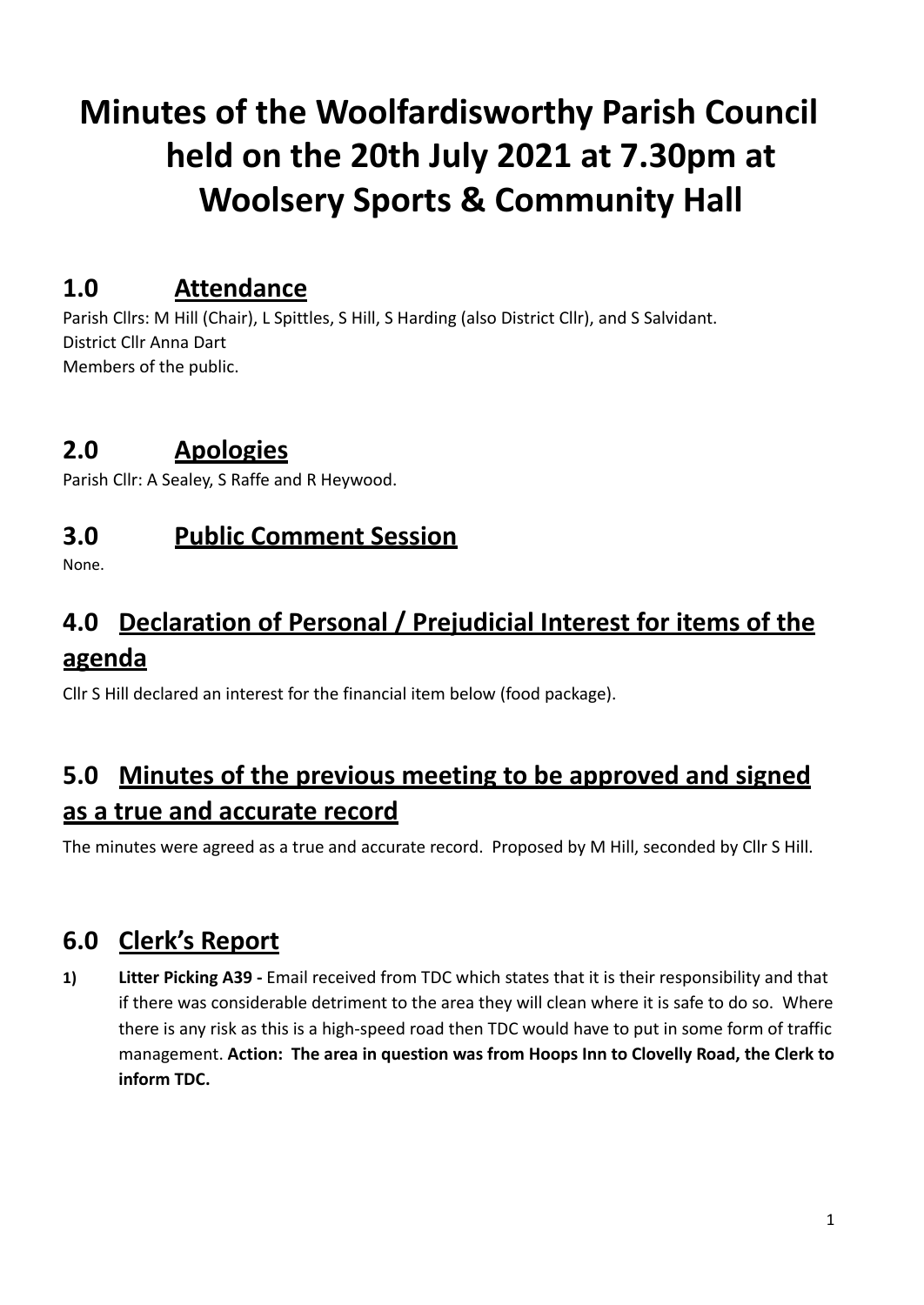# Minutes of the Woolfardisworthy Parish Council held on the 20th July 2021 at 7.30pm at Woolsery Sports & Community Hall

## 1.0 Attendance

Parish Cllrs: M Hill (Chair), L Spittles, S Hill, S Harding (also District Cllr), and S Salvidant.
District Cllr Anna Dart
Members of the public.

## 2.0 Apologies

Parish Cllr: A Sealey, S Raffe and R Heywood.

## 3.0 Public Comment Session

None.

## 4.0 Declaration of Personal / Prejudicial Interest for items of the agenda

Cllr S Hill declared an interest for the financial item below (food package).

## 5.0 Minutes of the previous meeting to be approved and signed as a true and accurate record

The minutes were agreed as a true and accurate record. Proposed by M Hill, seconded by Cllr S Hill.

## 6.0 Clerk's Report

1) **Litter Picking A39 -** Email received from TDC which states that it is their responsibility and that if there was considerable detriment to the area they will clean where it is safe to do so. Where there is any risk as this is a high-speed road then TDC would have to put in some form of traffic management. **Action: The area in question was from Hoops Inn to Clovelly Road, the Clerk to inform TDC.**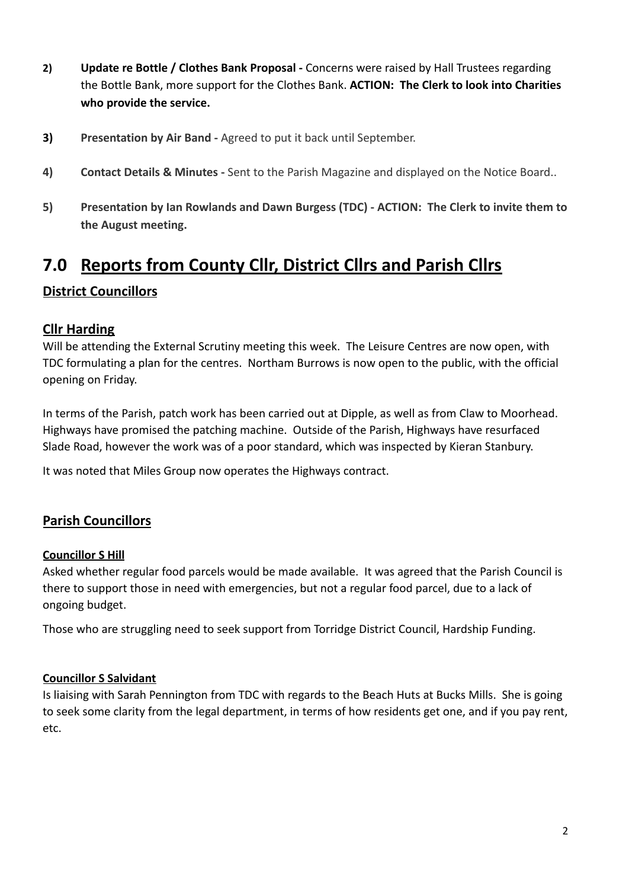2) **Update re Bottle / Clothes Bank Proposal -** Concerns were raised by Hall Trustees regarding the Bottle Bank, more support for the Clothes Bank. **ACTION: The Clerk to look into Charities who provide the service.**

3) **Presentation by Air Band -** Agreed to put it back until September.

4) **Contact Details & Minutes -** Sent to the Parish Magazine and displayed on the Notice Board..

5) **Presentation by Ian Rowlands and Dawn Burgess (TDC) - ACTION: The Clerk to invite them to the August meeting.**

# 7.0 Reports from County Cllr, District Cllrs and Parish Cllrs

## District Councillors

## Cllr Harding

Will be attending the External Scrutiny meeting this week. The Leisure Centres are now open, with TDC formulating a plan for the centres. Northam Burrows is now open to the public, with the official opening on Friday.

In terms of the Parish, patch work has been carried out at Dipple, as well as from Claw to Moorhead. Highways have promised the patching machine. Outside of the Parish, Highways have resurfaced Slade Road, however the work was of a poor standard, which was inspected by Kieran Stanbury.

It was noted that Miles Group now operates the Highways contract.

## Parish Councillors

### Councillor S Hill

Asked whether regular food parcels would be made available. It was agreed that the Parish Council is there to support those in need with emergencies, but not a regular food parcel, due to a lack of ongoing budget.

Those who are struggling need to seek support from Torridge District Council, Hardship Funding.

### Councillor S Salvidant

Is liaising with Sarah Pennington from TDC with regards to the Beach Huts at Bucks Mills. She is going to seek some clarity from the legal department, in terms of how residents get one, and if you pay rent, etc.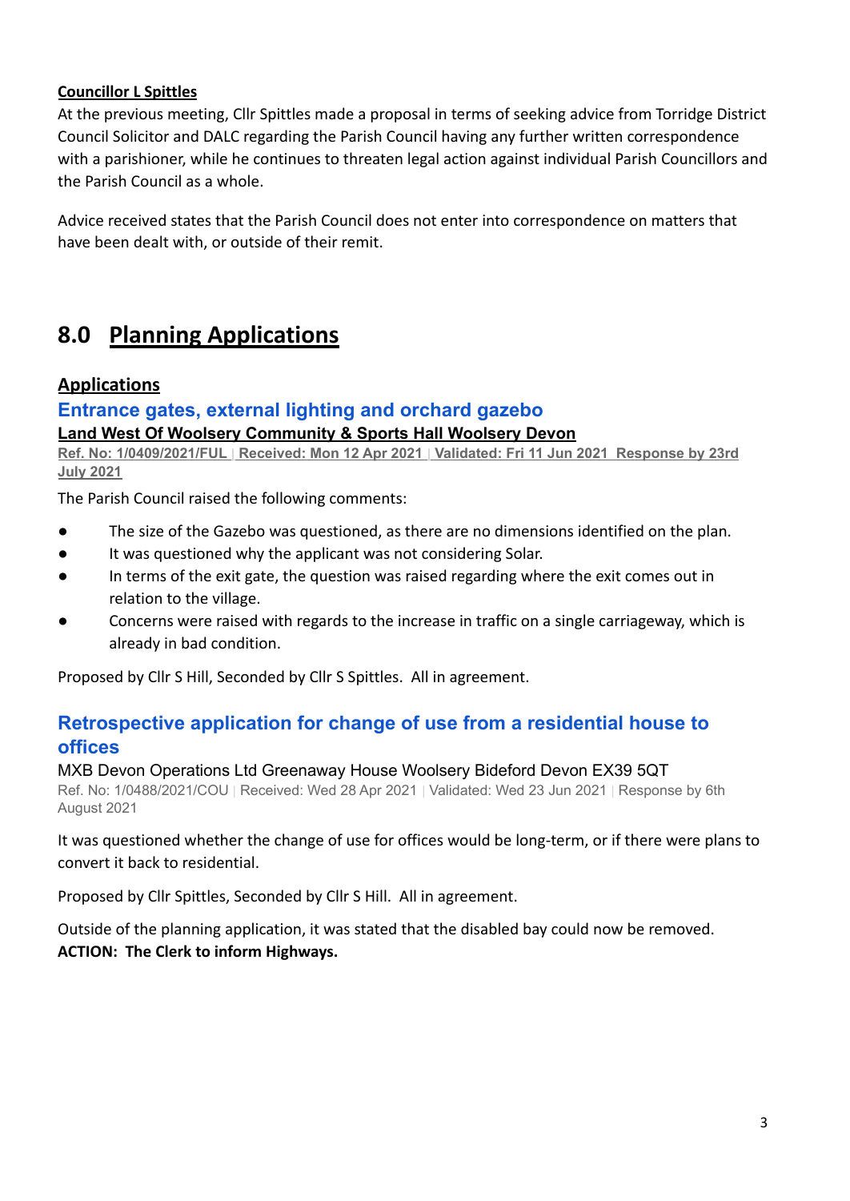**Councillor L Spittles**

At the previous meeting, Cllr Spittles made a proposal in terms of seeking advice from Torridge District Council Solicitor and DALC regarding the Parish Council having any further written correspondence with a parishioner, while he continues to threaten legal action against individual Parish Councillors and the Parish Council as a whole.

Advice received states that the Parish Council does not enter into correspondence on matters that have been dealt with, or outside of their remit.

# 8.0 Planning Applications

## Applications

### Entrance gates, external lighting and orchard gazebo

**Land West Of Woolsery Community & Sports Hall Woolsery Devon**

Ref. No: 1/0409/2021/FUL | Received: Mon 12 Apr 2021 | Validated: Fri 11 Jun 2021 Response by 23rd July 2021

The Parish Council raised the following comments:

- The size of the Gazebo was questioned, as there are no dimensions identified on the plan.
- It was questioned why the applicant was not considering Solar.
- In terms of the exit gate, the question was raised regarding where the exit comes out in relation to the village.
- Concerns were raised with regards to the increase in traffic on a single carriageway, which is already in bad condition.

Proposed by Cllr S Hill, Seconded by Cllr S Spittles. All in agreement.

### Retrospective application for change of use from a residential house to offices

MXB Devon Operations Ltd Greenaway House Woolsery Bideford Devon EX39 5QT

Ref. No: 1/0488/2021/COU | Received: Wed 28 Apr 2021 | Validated: Wed 23 Jun 2021 | Response by 6th August 2021

It was questioned whether the change of use for offices would be long-term, or if there were plans to convert it back to residential.

Proposed by Cllr Spittles, Seconded by Cllr S Hill. All in agreement.

Outside of the planning application, it was stated that the disabled bay could now be removed.
**ACTION: The Clerk to inform Highways.**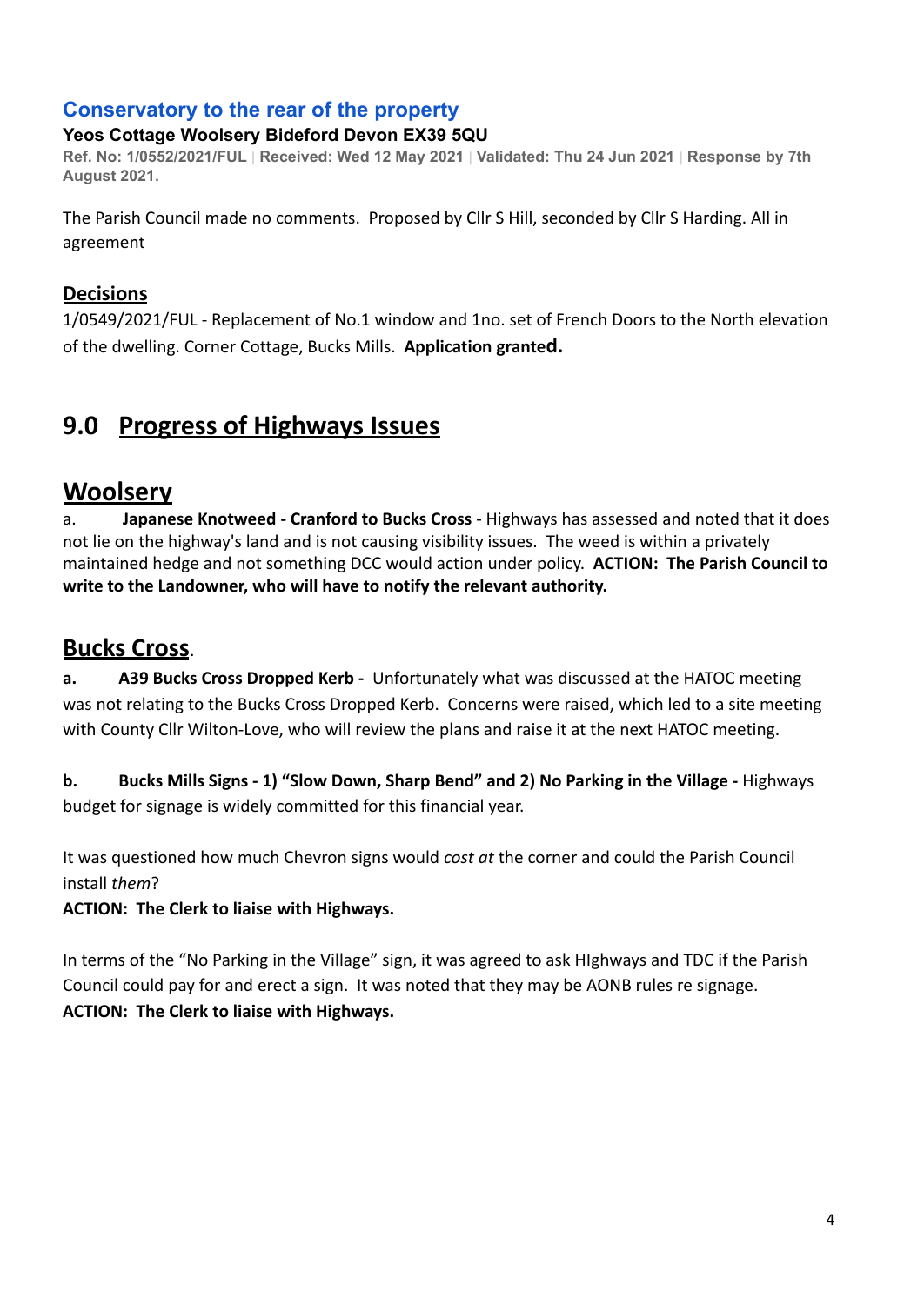### Conservatory to the rear of the property

**Yeos Cottage Woolsery Bideford Devon EX39 5QU**

**Ref. No: 1/0552/2021/FUL | Received: Wed 12 May 2021 | Validated: Thu 24 Jun 2021 | Response by 7th August 2021.**

The Parish Council made no comments. Proposed by Cllr S Hill, seconded by Cllr S Harding. All in agreement

**Decisions**

1/0549/2021/FUL - Replacement of No.1 window and 1no. set of French Doors to the North elevation of the dwelling. Corner Cottage, Bucks Mills. **Application granted.**

## 9.0 Progress of Highways Issues

## Woolsery

a. **Japanese Knotweed - Cranford to Bucks Cross** - Highways has assessed and noted that it does not lie on the highway's land and is not causing visibility issues. The weed is within a privately maintained hedge and not something DCC would action under policy. **ACTION: The Parish Council to write to the Landowner, who will have to notify the relevant authority.**

## Bucks Cross.

**a. A39 Bucks Cross Dropped Kerb -** Unfortunately what was discussed at the HATOC meeting was not relating to the Bucks Cross Dropped Kerb. Concerns were raised, which led to a site meeting with County Cllr Wilton-Love, who will review the plans and raise it at the next HATOC meeting.

**b. Bucks Mills Signs - 1) "Slow Down, Sharp Bend" and 2) No Parking in the Village -** Highways budget for signage is widely committed for this financial year.

It was questioned how much Chevron signs would *cost at* the corner and could the Parish Council install *them*?

**ACTION: The Clerk to liaise with Highways.**

In terms of the "No Parking in the Village" sign, it was agreed to ask HIghways and TDC if the Parish Council could pay for and erect a sign. It was noted that they may be AONB rules re signage.

**ACTION: The Clerk to liaise with Highways.**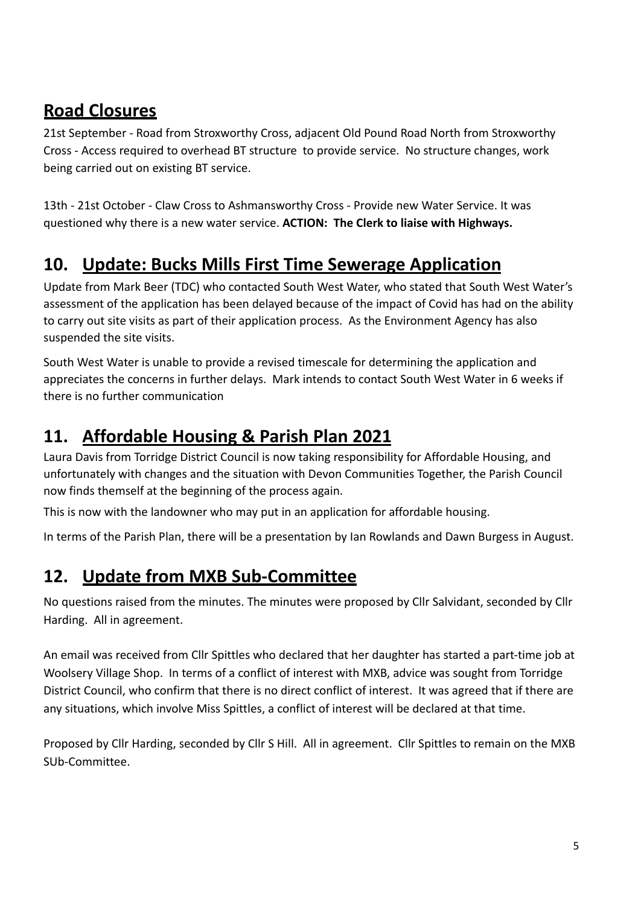## Road Closures

21st September - Road from Stroxworthy Cross, adjacent Old Pound Road North from Stroxworthy Cross - Access required to overhead BT structure to provide service. No structure changes, work being carried out on existing BT service.

13th - 21st October - Claw Cross to Ashmansworthy Cross - Provide new Water Service. It was questioned why there is a new water service. **ACTION: The Clerk to liaise with Highways.**

## 10. Update: Bucks Mills First Time Sewerage Application

Update from Mark Beer (TDC) who contacted South West Water, who stated that South West Water's assessment of the application has been delayed because of the impact of Covid has had on the ability to carry out site visits as part of their application process. As the Environment Agency has also suspended the site visits.

South West Water is unable to provide a revised timescale for determining the application and appreciates the concerns in further delays. Mark intends to contact South West Water in 6 weeks if there is no further communication

## 11. Affordable Housing & Parish Plan 2021

Laura Davis from Torridge District Council is now taking responsibility for Affordable Housing, and unfortunately with changes and the situation with Devon Communities Together, the Parish Council now finds themself at the beginning of the process again.

This is now with the landowner who may put in an application for affordable housing.

In terms of the Parish Plan, there will be a presentation by Ian Rowlands and Dawn Burgess in August.

## 12. Update from MXB Sub-Committee

No questions raised from the minutes. The minutes were proposed by Cllr Salvidant, seconded by Cllr Harding. All in agreement.

An email was received from Cllr Spittles who declared that her daughter has started a part-time job at Woolsery Village Shop. In terms of a conflict of interest with MXB, advice was sought from Torridge District Council, who confirm that there is no direct conflict of interest. It was agreed that if there are any situations, which involve Miss Spittles, a conflict of interest will be declared at that time.

Proposed by Cllr Harding, seconded by Cllr S Hill. All in agreement. Cllr Spittles to remain on the MXB SUb-Committee.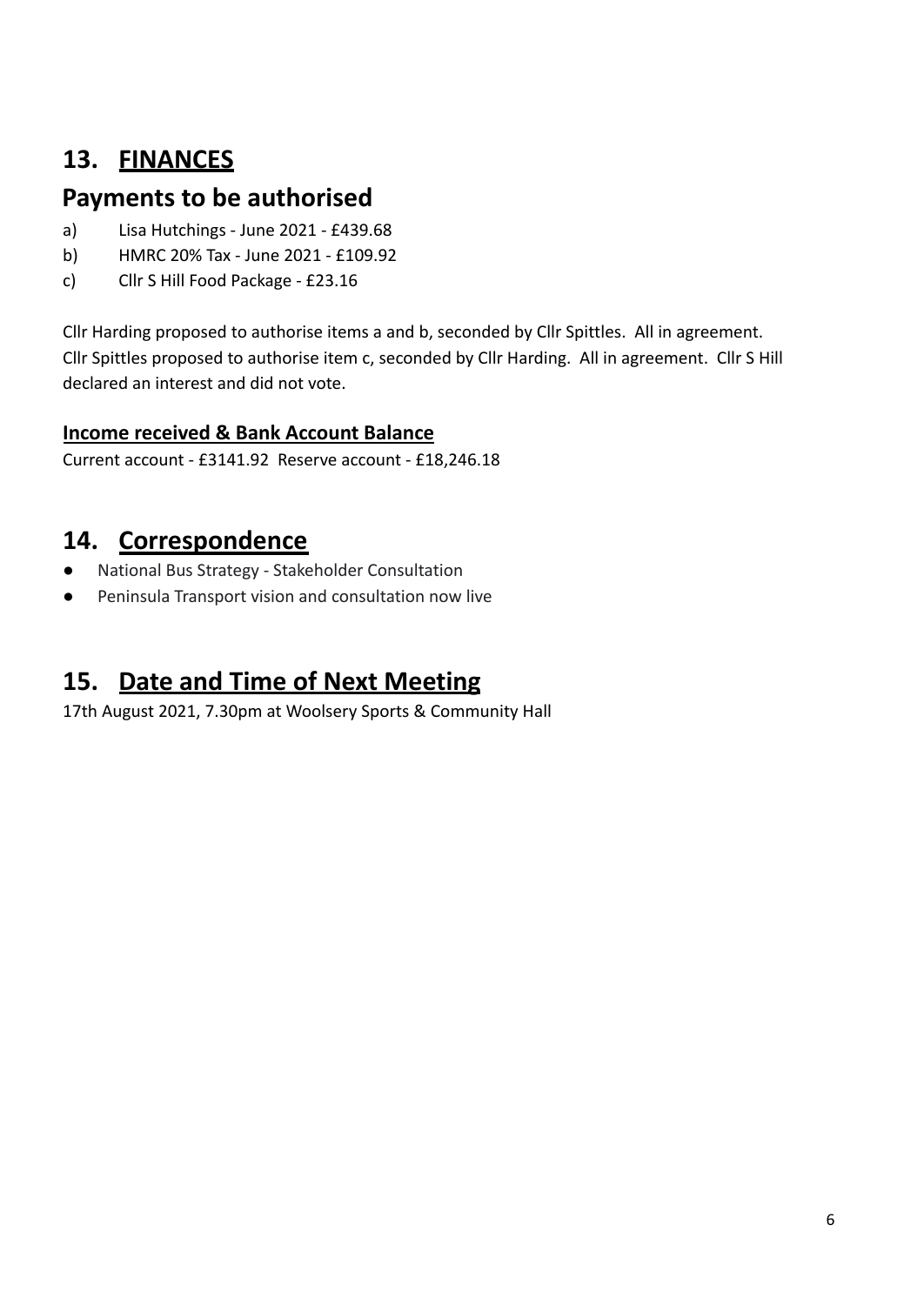## 13. **FINANCES**

## Payments to be authorised

a) Lisa Hutchings - June 2021 - £439.68
b) HMRC 20% Tax - June 2021 - £109.92
c) Cllr S Hill Food Package - £23.16

Cllr Harding proposed to authorise items a and b, seconded by Cllr Spittles. All in agreement. Cllr Spittles proposed to authorise item c, seconded by Cllr Harding. All in agreement. Cllr S Hill declared an interest and did not vote.

**Income received & Bank Account Balance**

Current account - £3141.92 Reserve account - £18,246.18

## 14. **Correspondence**

- National Bus Strategy - Stakeholder Consultation
- Peninsula Transport vision and consultation now live

## 15. **Date and Time of Next Meeting**

17th August 2021, 7.30pm at Woolsery Sports & Community Hall